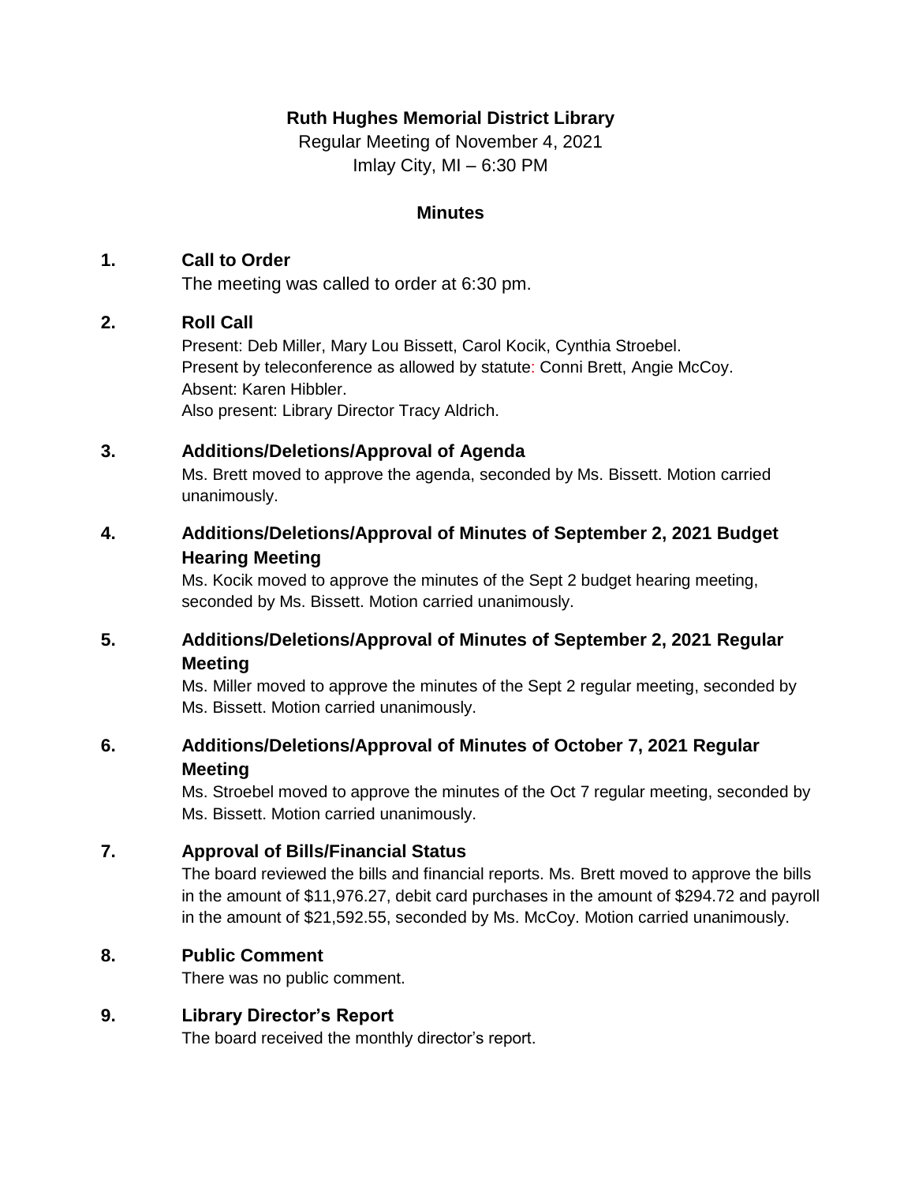**Ruth Hughes Memorial District Library**

Regular Meeting of November 4, 2021

Imlay City, MI – 6:30 PM

## Minutes

### 1. Call to Order

The meeting was called to order at 6:30 pm.

### 2. Roll Call

Present: Deb Miller, Mary Lou Bissett, Carol Kocik, Cynthia Stroebel.
Present by teleconference as allowed by statute: Conni Brett, Angie McCoy.
Absent: Karen Hibbler.
Also present: Library Director Tracy Aldrich.

### 3. Additions/Deletions/Approval of Agenda

Ms. Brett moved to approve the agenda, seconded by Ms. Bissett. Motion carried unanimously.

### 4. Additions/Deletions/Approval of Minutes of September 2, 2021 Budget Hearing Meeting

Ms. Kocik moved to approve the minutes of the Sept 2 budget hearing meeting, seconded by Ms. Bissett. Motion carried unanimously.

### 5. Additions/Deletions/Approval of Minutes of September 2, 2021 Regular Meeting

Ms. Miller moved to approve the minutes of the Sept 2 regular meeting, seconded by Ms. Bissett. Motion carried unanimously.

### 6. Additions/Deletions/Approval of Minutes of October 7, 2021 Regular Meeting

Ms. Stroebel moved to approve the minutes of the Oct 7 regular meeting, seconded by Ms. Bissett. Motion carried unanimously.

### 7. Approval of Bills/Financial Status

The board reviewed the bills and financial reports. Ms. Brett moved to approve the bills in the amount of $11,976.27, debit card purchases in the amount of $294.72 and payroll in the amount of $21,592.55, seconded by Ms. McCoy. Motion carried unanimously.

### 8. Public Comment

There was no public comment.

### 9. Library Director's Report

The board received the monthly director's report.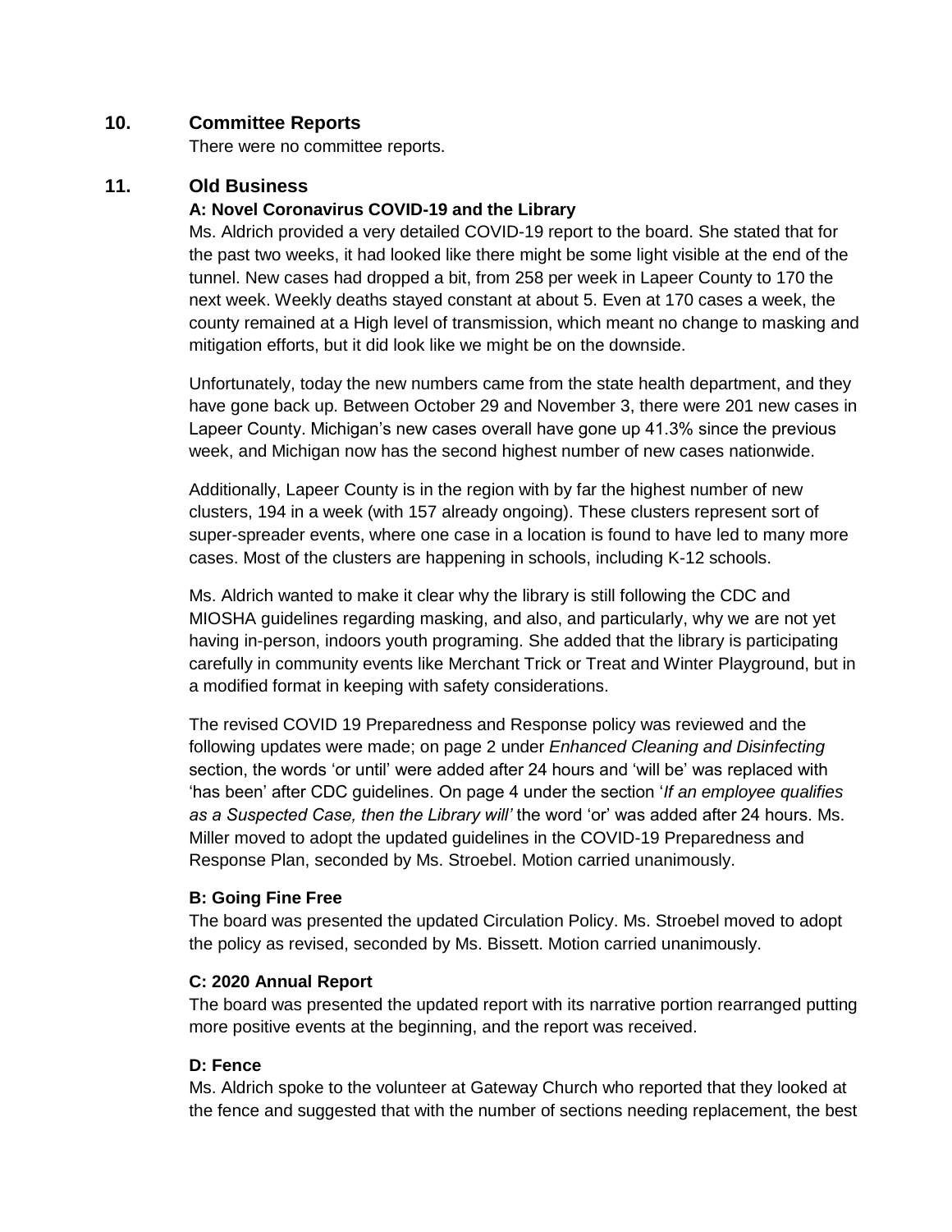## 10. Committee Reports

There were no committee reports.

## 11. Old Business

### A: Novel Coronavirus COVID-19 and the Library

Ms. Aldrich provided a very detailed COVID-19 report to the board. She stated that for the past two weeks, it had looked like there might be some light visible at the end of the tunnel. New cases had dropped a bit, from 258 per week in Lapeer County to 170 the next week. Weekly deaths stayed constant at about 5. Even at 170 cases a week, the county remained at a High level of transmission, which meant no change to masking and mitigation efforts, but it did look like we might be on the downside.

Unfortunately, today the new numbers came from the state health department, and they have gone back up. Between October 29 and November 3, there were 201 new cases in Lapeer County. Michigan's new cases overall have gone up 41.3% since the previous week, and Michigan now has the second highest number of new cases nationwide.

Additionally, Lapeer County is in the region with by far the highest number of new clusters, 194 in a week (with 157 already ongoing). These clusters represent sort of super-spreader events, where one case in a location is found to have led to many more cases. Most of the clusters are happening in schools, including K-12 schools.

Ms. Aldrich wanted to make it clear why the library is still following the CDC and MIOSHA guidelines regarding masking, and also, and particularly, why we are not yet having in-person, indoors youth programing. She added that the library is participating carefully in community events like Merchant Trick or Treat and Winter Playground, but in a modified format in keeping with safety considerations.

The revised COVID 19 Preparedness and Response policy was reviewed and the following updates were made; on page 2 under *Enhanced Cleaning and Disinfecting* section, the words 'or until' were added after 24 hours and 'will be' was replaced with 'has been' after CDC guidelines. On page 4 under the section '*If an employee qualifies as a Suspected Case, then the Library will'* the word 'or' was added after 24 hours. Ms. Miller moved to adopt the updated guidelines in the COVID-19 Preparedness and Response Plan, seconded by Ms. Stroebel. Motion carried unanimously.

### B: Going Fine Free

The board was presented the updated Circulation Policy. Ms. Stroebel moved to adopt the policy as revised, seconded by Ms. Bissett. Motion carried unanimously.

### C: 2020 Annual Report

The board was presented the updated report with its narrative portion rearranged putting more positive events at the beginning, and the report was received.

### D: Fence

Ms. Aldrich spoke to the volunteer at Gateway Church who reported that they looked at the fence and suggested that with the number of sections needing replacement, the best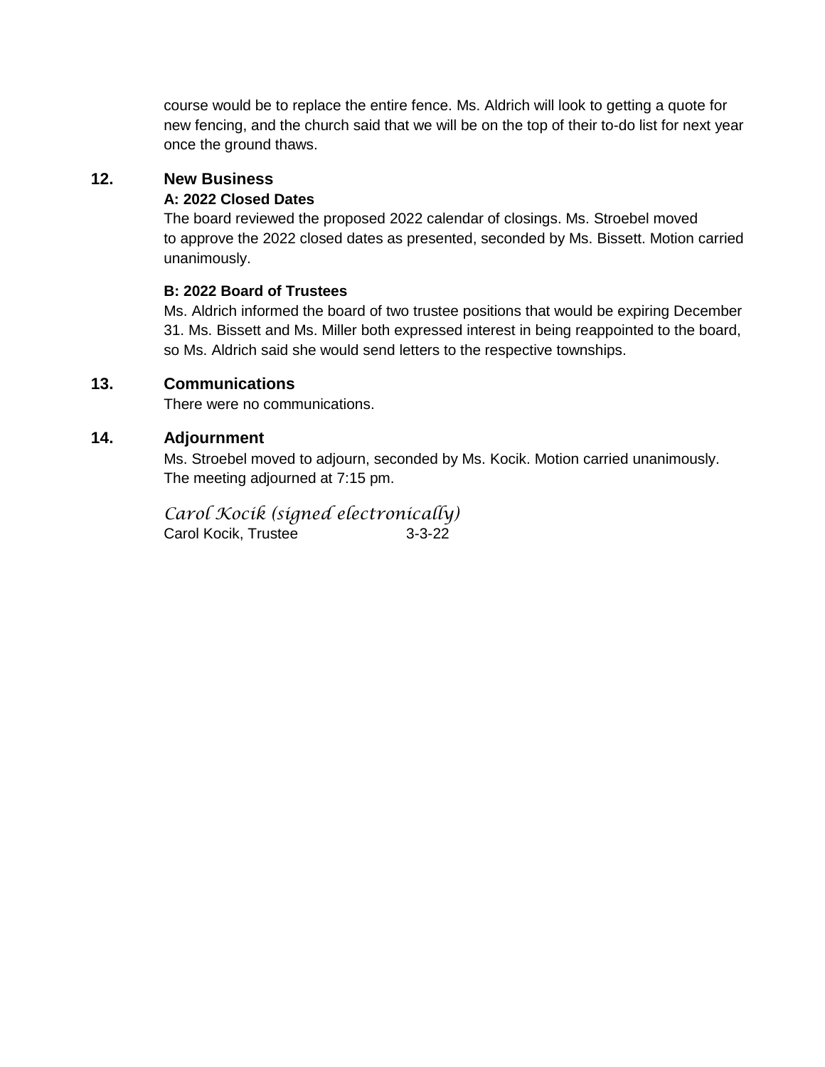course would be to replace the entire fence. Ms. Aldrich will look to getting a quote for new fencing, and the church said that we will be on the top of their to-do list for next year once the ground thaws.

## 12. New Business

**A: 2022 Closed Dates**

The board reviewed the proposed 2022 calendar of closings. Ms. Stroebel moved to approve the 2022 closed dates as presented, seconded by Ms. Bissett. Motion carried unanimously.

**B: 2022 Board of Trustees**

Ms. Aldrich informed the board of two trustee positions that would be expiring December 31. Ms. Bissett and Ms. Miller both expressed interest in being reappointed to the board, so Ms. Aldrich said she would send letters to the respective townships.

## 13. Communications

There were no communications.

## 14. Adjournment

Ms. Stroebel moved to adjourn, seconded by Ms. Kocik. Motion carried unanimously. The meeting adjourned at 7:15 pm.

*Carol Kocik (signed electronically)*
Carol Kocik, Trustee 3-3-22